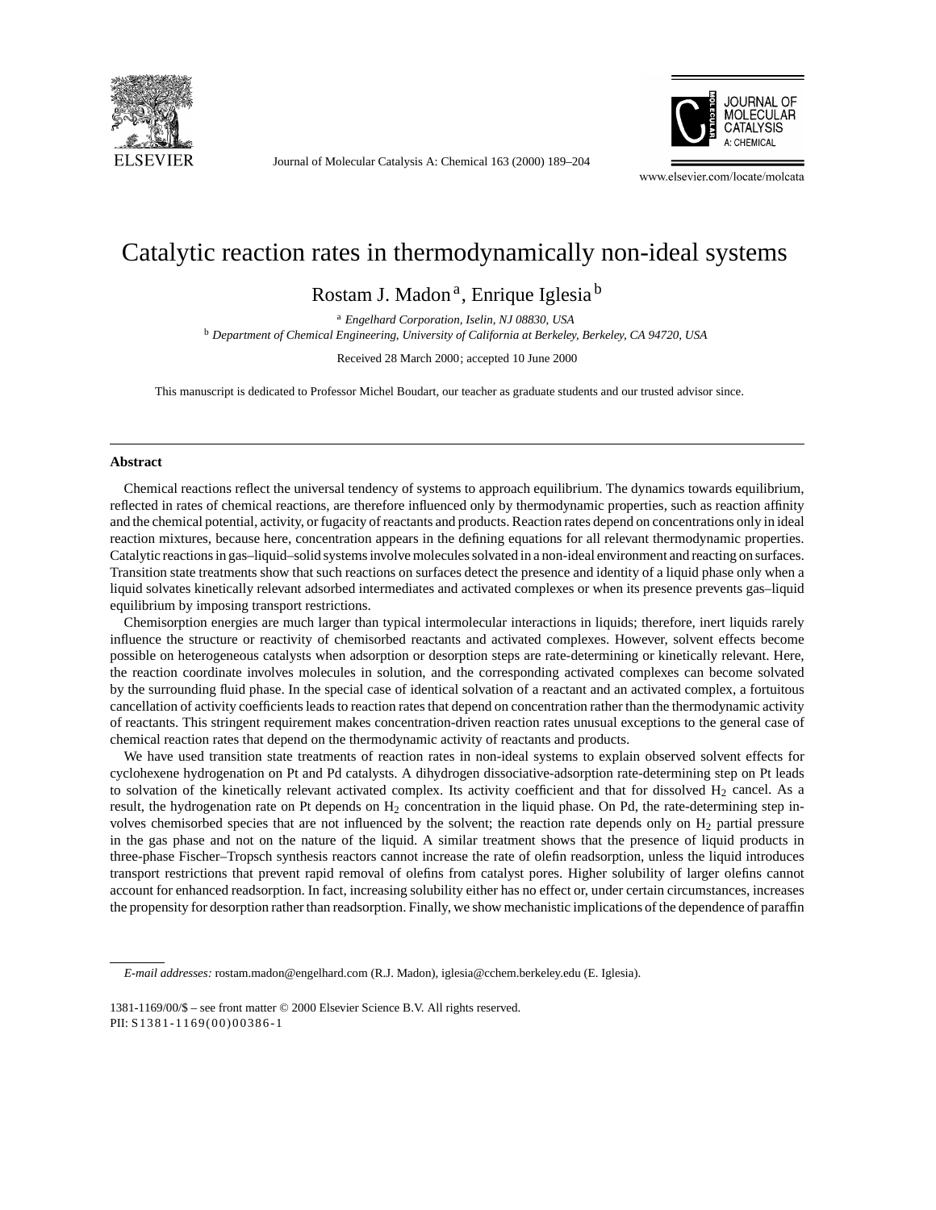# Catalytic reaction rates in thermodynamically non-ideal systems

Rostam J. Madon [a], Enrique Iglesia [b]

[a] *Engelhard Corporation, Iselin, NJ 08830, USA*
[b] *Department of Chemical Engineering, University of California at Berkeley, Berkeley, CA 94720, USA*

Received 28 March 2000; accepted 10 June 2000

This manuscript is dedicated to Professor Michel Boudart, our teacher as graduate students and our trusted advisor since.

## Abstract

Chemical reactions reflect the universal tendency of systems to approach equilibrium. The dynamics towards equilibrium, reflected in rates of chemical reactions, are therefore influenced only by thermodynamic properties, such as reaction affinity and the chemical potential, activity, or fugacity of reactants and products. Reaction rates depend on concentrations only in ideal reaction mixtures, because here, concentration appears in the defining equations for all relevant thermodynamic properties. Catalytic reactions in gas–liquid–solid systems involve molecules solvated in a non-ideal environment and reacting on surfaces. Transition state treatments show that such reactions on surfaces detect the presence and identity of a liquid phase only when a liquid solvates kinetically relevant adsorbed intermediates and activated complexes or when its presence prevents gas–liquid equilibrium by imposing transport restrictions.

Chemisorption energies are much larger than typical intermolecular interactions in liquids; therefore, inert liquids rarely influence the structure or reactivity of chemisorbed reactants and activated complexes. However, solvent effects become possible on heterogeneous catalysts when adsorption or desorption steps are rate-determining or kinetically relevant. Here, the reaction coordinate involves molecules in solution, and the corresponding activated complexes can become solvated by the surrounding fluid phase. In the special case of identical solvation of a reactant and an activated complex, a fortuitous cancellation of activity coefficients leads to reaction rates that depend on concentration rather than the thermodynamic activity of reactants. This stringent requirement makes concentration-driven reaction rates unusual exceptions to the general case of chemical reaction rates that depend on the thermodynamic activity of reactants and products.

We have used transition state treatments of reaction rates in non-ideal systems to explain observed solvent effects for cyclohexene hydrogenation on Pt and Pd catalysts. A dihydrogen dissociative-adsorption rate-determining step on Pt leads to solvation of the kinetically relevant activated complex. Its activity coefficient and that for dissolved $H_2$ cancel. As a result, the hydrogenation rate on Pt depends on $H_2$ concentration in the liquid phase. On Pd, the rate-determining step involves chemisorbed species that are not influenced by the solvent; the reaction rate depends only on $H_2$ partial pressure in the gas phase and not on the nature of the liquid. A similar treatment shows that the presence of liquid products in three-phase Fischer–Tropsch synthesis reactors cannot increase the rate of olefin readsorption, unless the liquid introduces transport restrictions that prevent rapid removal of olefins from catalyst pores. Higher solubility of larger olefins cannot account for enhanced readsorption. In fact, increasing solubility either has no effect or, under certain circumstances, increases the propensity for desorption rather than readsorption. Finally, we show mechanistic implications of the dependence of paraffin

---

*E-mail addresses:* rostam.madon@engelhard.com (R.J. Madon), iglesia@cchem.berkeley.edu (E. Iglesia).

1381-1169/00/$ – see front matter © 2000 Elsevier Science B.V. All rights reserved.
PII: S1381-1169(00)00386-1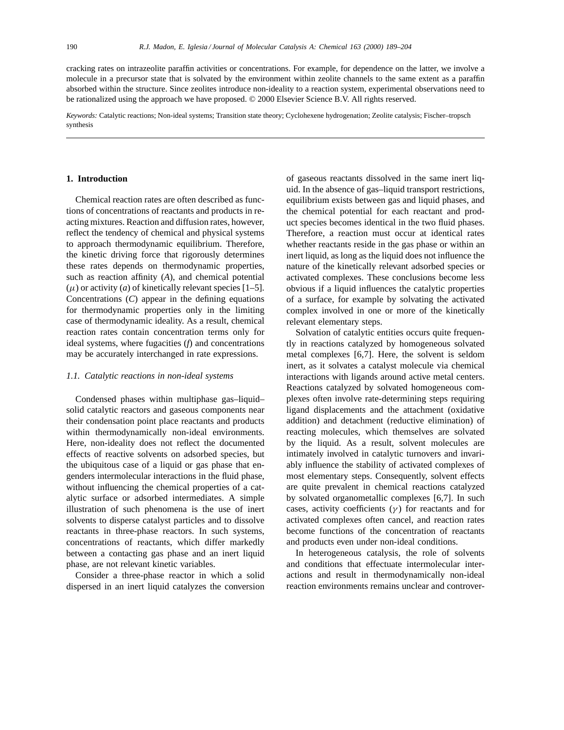cracking rates on intrazeolite paraffin activities or concentrations. For example, for dependence on the latter, we involve a molecule in a precursor state that is solvated by the environment within zeolite channels to the same extent as a paraffin absorbed within the structure. Since zeolites introduce non-ideality to a reaction system, experimental observations need to be rationalized using the approach we have proposed. © 2000 Elsevier Science B.V. All rights reserved.

*Keywords:* Catalytic reactions; Non-ideal systems; Transition state theory; Cyclohexene hydrogenation; Zeolite catalysis; Fischer–tropsch synthesis

## 1. Introduction

Chemical reaction rates are often described as functions of concentrations of reactants and products in reacting mixtures. Reaction and diffusion rates, however, reflect the tendency of chemical and physical systems to approach thermodynamic equilibrium. Therefore, the kinetic driving force that rigorously determines these rates depends on thermodynamic properties, such as reaction affinity ($A$), and chemical potential ($\mu$) or activity ($a$) of kinetically relevant species [1–5]. Concentrations ($C$) appear in the defining equations for thermodynamic properties only in the limiting case of thermodynamic ideality. As a result, chemical reaction rates contain concentration terms only for ideal systems, where fugacities ($f$) and concentrations may be accurately interchanged in rate expressions.

### *1.1. Catalytic reactions in non-ideal systems*

Condensed phases within multiphase gas–liquid–solid catalytic reactors and gaseous components near their condensation point place reactants and products within thermodynamically non-ideal environments. Here, non-ideality does not reflect the documented effects of reactive solvents on adsorbed species, but the ubiquitous case of a liquid or gas phase that engenders intermolecular interactions in the fluid phase, without influencing the chemical properties of a catalytic surface or adsorbed intermediates. A simple illustration of such phenomena is the use of inert solvents to disperse catalyst particles and to dissolve reactants in three-phase reactors. In such systems, concentrations of reactants, which differ markedly between a contacting gas phase and an inert liquid phase, are not relevant kinetic variables.

Consider a three-phase reactor in which a solid dispersed in an inert liquid catalyzes the conversion of gaseous reactants dissolved in the same inert liquid. In the absence of gas–liquid transport restrictions, equilibrium exists between gas and liquid phases, and the chemical potential for each reactant and product species becomes identical in the two fluid phases. Therefore, a reaction must occur at identical rates whether reactants reside in the gas phase or within an inert liquid, as long as the liquid does not influence the nature of the kinetically relevant adsorbed species or activated complexes. These conclusions become less obvious if a liquid influences the catalytic properties of a surface, for example by solvating the activated complex involved in one or more of the kinetically relevant elementary steps.

Solvation of catalytic entities occurs quite frequently in reactions catalyzed by homogeneous solvated metal complexes [6,7]. Here, the solvent is seldom inert, as it solvates a catalyst molecule via chemical interactions with ligands around active metal centers. Reactions catalyzed by solvated homogeneous complexes often involve rate-determining steps requiring ligand displacements and the attachment (oxidative addition) and detachment (reductive elimination) of reacting molecules, which themselves are solvated by the liquid. As a result, solvent molecules are intimately involved in catalytic turnovers and invariably influence the stability of activated complexes of most elementary steps. Consequently, solvent effects are quite prevalent in chemical reactions catalyzed by solvated organometallic complexes [6,7]. In such cases, activity coefficients ($\gamma$) for reactants and for activated complexes often cancel, and reaction rates become functions of the concentration of reactants and products even under non-ideal conditions.

In heterogeneous catalysis, the role of solvents and conditions that effectuate intermolecular interactions and result in thermodynamically non-ideal reaction environments remains unclear and controver-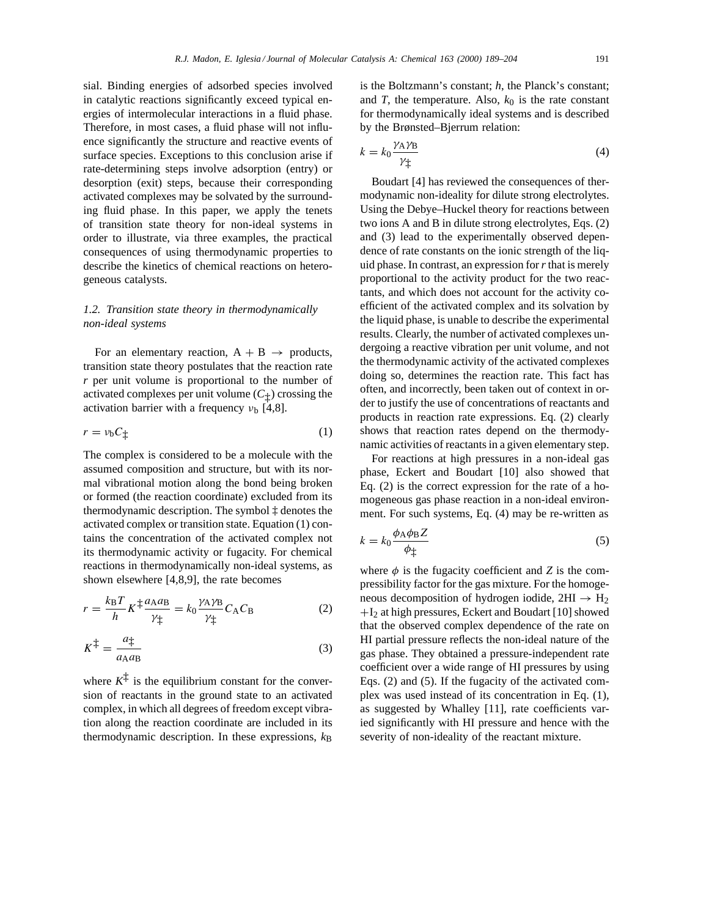sial. Binding energies of adsorbed species involved in catalytic reactions significantly exceed typical energies of intermolecular interactions in a fluid phase. Therefore, in most cases, a fluid phase will not influence significantly the structure and reactive events of surface species. Exceptions to this conclusion arise if rate-determining steps involve adsorption (entry) or desorption (exit) steps, because their corresponding activated complexes may be solvated by the surrounding fluid phase. In this paper, we apply the tenets of transition state theory for non-ideal systems in order to illustrate, via three examples, the practical consequences of using thermodynamic properties to describe the kinetics of chemical reactions on heterogeneous catalysts.

### *1.2. Transition state theory in thermodynamically non-ideal systems*

For an elementary reaction, $A + B \rightarrow$ products, transition state theory postulates that the reaction rate $r$ per unit volume is proportional to the number of activated complexes per unit volume ($C_{\ddagger}$) crossing the activation barrier with a frequency $\nu_b$ [4,8].

$$r = \nu_b C_{\ddagger} \tag{1}$$

The complex is considered to be a molecule with the assumed composition and structure, but with its normal vibrational motion along the bond being broken or formed (the reaction coordinate) excluded from its thermodynamic description. The symbol ‡ denotes the activated complex or transition state. Equation (1) contains the concentration of the activated complex not its thermodynamic activity or fugacity. For chemical reactions in thermodynamically non-ideal systems, as shown elsewhere [4,8,9], the rate becomes

$$r = \frac{k_B T}{h} K^{\ddagger} \frac{a_A a_B}{\gamma_{\ddagger}} = k_0 \frac{\gamma_A \gamma_B}{\gamma_{\ddagger}} C_A C_B \tag{2}$$

$$K^{\ddagger} = \frac{a_{\ddagger}}{a_A a_B} \tag{3}$$

where $K^{\ddagger}$ is the equilibrium constant for the conversion of reactants in the ground state to an activated complex, in which all degrees of freedom except vibration along the reaction coordinate are included in its thermodynamic description. In these expressions, $k_B$ is the Boltzmann's constant; $h$, the Planck's constant; and $T$, the temperature. Also, $k_0$ is the rate constant for thermodynamically ideal systems and is described by the Brønsted–Bjerrum relation:

$$k = k_0 \frac{\gamma_A \gamma_B}{\gamma_{\ddagger}} \tag{4}$$

Boudart [4] has reviewed the consequences of thermodynamic non-ideality for dilute strong electrolytes. Using the Debye–Huckel theory for reactions between two ions A and B in dilute strong electrolytes, Eqs. (2) and (3) lead to the experimentally observed dependence of rate constants on the ionic strength of the liquid phase. In contrast, an expression for $r$ that is merely proportional to the activity product for the two reactants, and which does not account for the activity coefficient of the activated complex and its solvation by the liquid phase, is unable to describe the experimental results. Clearly, the number of activated complexes undergoing a reactive vibration per unit volume, and not the thermodynamic activity of the activated complexes doing so, determines the reaction rate. This fact has often, and incorrectly, been taken out of context in order to justify the use of concentrations of reactants and products in reaction rate expressions. Eq. (2) clearly shows that reaction rates depend on the thermodynamic activities of reactants in a given elementary step.

For reactions at high pressures in a non-ideal gas phase, Eckert and Boudart [10] also showed that Eq. (2) is the correct expression for the rate of a homogeneous gas phase reaction in a non-ideal environment. For such systems, Eq. (4) may be re-written as

$$k = k_0 \frac{\phi_A \phi_B Z}{\phi_{\ddagger}} \tag{5}$$

where $\phi$ is the fugacity coefficient and $Z$ is the compressibility factor for the gas mixture. For the homogeneous decomposition of hydrogen iodide, $2HI \rightarrow H_2 + I_2$ at high pressures, Eckert and Boudart [10] showed that the observed complex dependence of the rate on HI partial pressure reflects the non-ideal nature of the gas phase. They obtained a pressure-independent rate coefficient over a wide range of HI pressures by using Eqs. (2) and (5). If the fugacity of the activated complex was used instead of its concentration in Eq. (1), as suggested by Whalley [11], rate coefficients varied significantly with HI pressure and hence with the severity of non-ideality of the reactant mixture.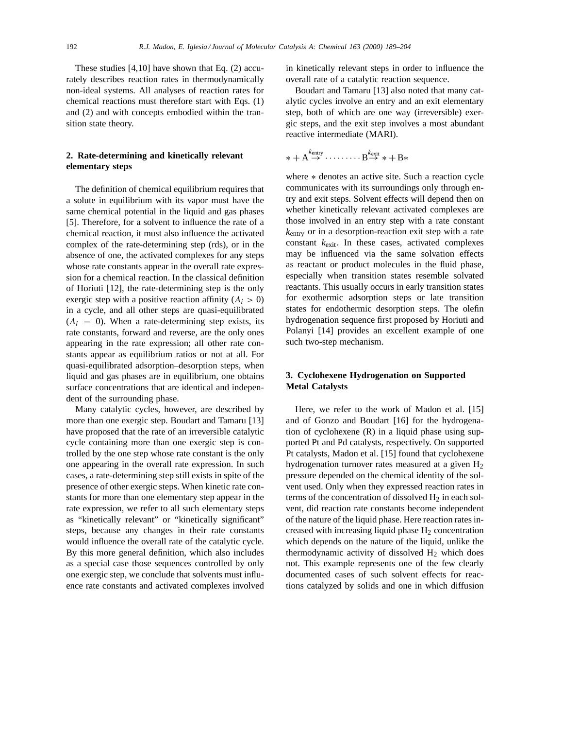These studies [4,10] have shown that Eq. (2) accurately describes reaction rates in thermodynamically non-ideal systems. All analyses of reaction rates for chemical reactions must therefore start with Eqs. (1) and (2) and with concepts embodied within the transition state theory.

## 2. Rate-determining and kinetically relevant elementary steps

The definition of chemical equilibrium requires that a solute in equilibrium with its vapor must have the same chemical potential in the liquid and gas phases [5]. Therefore, for a solvent to influence the rate of a chemical reaction, it must also influence the activated complex of the rate-determining step (rds), or in the absence of one, the activated complexes for any steps whose rate constants appear in the overall rate expression for a chemical reaction. In the classical definition of Horiuti [12], the rate-determining step is the only exergic step with a positive reaction affinity ($A_i > 0$) in a cycle, and all other steps are quasi-equilibrated ($A_i = 0$). When a rate-determining step exists, its rate constants, forward and reverse, are the only ones appearing in the rate expression; all other rate constants appear as equilibrium ratios or not at all. For quasi-equilibrated adsorption–desorption steps, when liquid and gas phases are in equilibrium, one obtains surface concentrations that are identical and independent of the surrounding phase.

Many catalytic cycles, however, are described by more than one exergic step. Boudart and Tamaru [13] have proposed that the rate of an irreversible catalytic cycle containing more than one exergic step is controlled by the one step whose rate constant is the only one appearing in the overall rate expression. In such cases, a rate-determining step still exists in spite of the presence of other exergic steps. When kinetic rate constants for more than one elementary step appear in the rate expression, we refer to all such elementary steps as "kinetically relevant" or "kinetically significant" steps, because any changes in their rate constants would influence the overall rate of the catalytic cycle. By this more general definition, which also includes as a special case those sequences controlled by only one exergic step, we conclude that solvents must influence rate constants and activated complexes involved in kinetically relevant steps in order to influence the overall rate of a catalytic reaction sequence.

Boudart and Tamaru [13] also noted that many catalytic cycles involve an entry and an exit elementary step, both of which are one way (irreversible) exergic steps, and the exit step involves a most abundant reactive intermediate (MARI).

$$* + \mathrm{A} \overset{k_{\mathrm{entry}}}{\rightarrow} \cdots\cdots\cdots \mathrm{B} \overset{k_{\mathrm{exit}}}{\rightarrow} * + \mathrm{B}*$$

where $*$ denotes an active site. Such a reaction cycle communicates with its surroundings only through entry and exit steps. Solvent effects will depend then on whether kinetically relevant activated complexes are those involved in an entry step with a rate constant $k_{\mathrm{entry}}$ or in a desorption-reaction exit step with a rate constant $k_{\mathrm{exit}}$. In these cases, activated complexes may be influenced via the same solvation effects as reactant or product molecules in the fluid phase, especially when transition states resemble solvated reactants. This usually occurs in early transition states for exothermic adsorption steps or late transition states for endothermic desorption steps. The olefin hydrogenation sequence first proposed by Horiuti and Polanyi [14] provides an excellent example of one such two-step mechanism.

## 3. Cyclohexene Hydrogenation on Supported Metal Catalysts

Here, we refer to the work of Madon et al. [15] and of Gonzo and Boudart [16] for the hydrogenation of cyclohexene (R) in a liquid phase using supported Pt and Pd catalysts, respectively. On supported Pt catalysts, Madon et al. [15] found that cyclohexene hydrogenation turnover rates measured at a given $H_2$ pressure depended on the chemical identity of the solvent used. Only when they expressed reaction rates in terms of the concentration of dissolved $H_2$ in each solvent, did reaction rate constants become independent of the nature of the liquid phase. Here reaction rates increased with increasing liquid phase $H_2$ concentration which depends on the nature of the liquid, unlike the thermodynamic activity of dissolved $H_2$ which does not. This example represents one of the few clearly documented cases of such solvent effects for reactions catalyzed by solids and one in which diffusion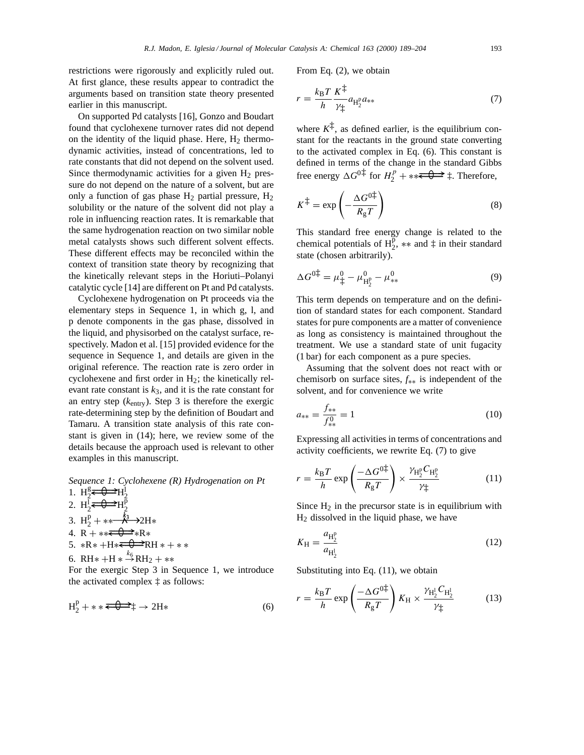restrictions were rigorously and explicitly ruled out. At first glance, these results appear to contradict the arguments based on transition state theory presented earlier in this manuscript.

On supported Pd catalysts [16], Gonzo and Boudart found that cyclohexene turnover rates did not depend on the identity of the liquid phase. Here, $H_2$ thermodynamic activities, instead of concentrations, led to rate constants that did not depend on the solvent used. Since thermodynamic activities for a given $H_2$ pressure do not depend on the nature of a solvent, but are only a function of gas phase $H_2$ partial pressure, $H_2$ solubility or the nature of the solvent did not play a role in influencing reaction rates. It is remarkable that the same hydrogenation reaction on two similar noble metal catalysts shows such different solvent effects. These different effects may be reconciled within the context of transition state theory by recognizing that the kinetically relevant steps in the Horiuti–Polanyi catalytic cycle [14] are different on Pt and Pd catalysts.

Cyclohexene hydrogenation on Pt proceeds via the elementary steps in Sequence 1, in which g, l, and p denote components in the gas phase, dissolved in the liquid, and physisorbed on the catalyst surface, respectively. Madon et al. [15] provided evidence for the sequence in Sequence 1, and details are given in the original reference. The reaction rate is zero order in cyclohexene and first order in $H_2$; the kinetically relevant rate constant is $k_3$, and it is the rate constant for an entry step ($k_{\text{entry}}$). Step 3 is therefore the exergic rate-determining step by the definition of Boudart and Tamaru. A transition state analysis of this rate constant is given in (14); here, we review some of the details because the approach used is relevant to other examples in this manuscript.

*Sequence 1: Cyclohexene (R) Hydrogenation on Pt*

1. $H_2^g \rightleftharpoons H_2^l$
2. $H_2^l \rightleftharpoons H_2^p$
3. $H_2^p + ** \xrightarrow{k_3} 2H*$
4. $R + ** \rightleftharpoons *R*$
5. $*R* + H* \rightleftharpoons RH* + **$
6. $RH* + H* \xrightarrow{k_6} RH_2 + **$

For the exergic Step 3 in Sequence 1, we introduce the activated complex ‡ as follows:

$$H_2^p + ** \rightleftharpoons \ddagger \rightarrow 2H* \tag{6}$$

From Eq. (2), we obtain

$$r = \frac{k_B T}{h} \frac{K^\ddagger}{\gamma_\ddagger} a_{H_2^p} a_{**} \tag{7}$$

where $K^\ddagger$, as defined earlier, is the equilibrium constant for the reactants in the ground state converting to the activated complex in Eq. (6). This constant is defined in terms of the change in the standard Gibbs free energy $\Delta G^{0\ddagger}$ for $H_2^p + ** \rightleftharpoons \ddagger$. Therefore,

$$K^\ddagger = \exp\left(-\frac{\Delta G^{0\ddagger}}{R_g T}\right) \tag{8}$$

This standard free energy change is related to the chemical potentials of $H_2^p$, $**$ and ‡ in their standard state (chosen arbitrarily).

$$\Delta G^{0\ddagger} = \mu^0_\ddagger - \mu^0_{H_2^p} - \mu^0_{**} \tag{9}$$

This term depends on temperature and on the definition of standard states for each component. Standard states for pure components are a matter of convenience as long as consistency is maintained throughout the treatment. We use a standard state of unit fugacity (1 bar) for each component as a pure species.

Assuming that the solvent does not react with or chemisorb on surface sites, $f_{**}$ is independent of the solvent, and for convenience we write

$$a_{**} = \frac{f_{**}}{f^0_{**}} = 1 \tag{10}$$

Expressing all activities in terms of concentrations and activity coefficients, we rewrite Eq. (7) to give

$$r = \frac{k_B T}{h} \exp\left(\frac{-\Delta G^{0\ddagger}}{R_g T}\right) \times \frac{\gamma_{H_2^p} C_{H_2^p}}{\gamma_\ddagger} \tag{11}$$

Since $H_2$ in the precursor state is in equilibrium with $H_2$ dissolved in the liquid phase, we have

$$K_H = \frac{a_{H_2^p}}{a_{H_2^l}} \tag{12}$$

Substituting into Eq. (11), we obtain

$$r = \frac{k_B T}{h} \exp\left(\frac{-\Delta G^{0\ddagger}}{R_g T}\right) K_H \times \frac{\gamma_{H_2^l} C_{H_2^l}}{\gamma_\ddagger} \tag{13}$$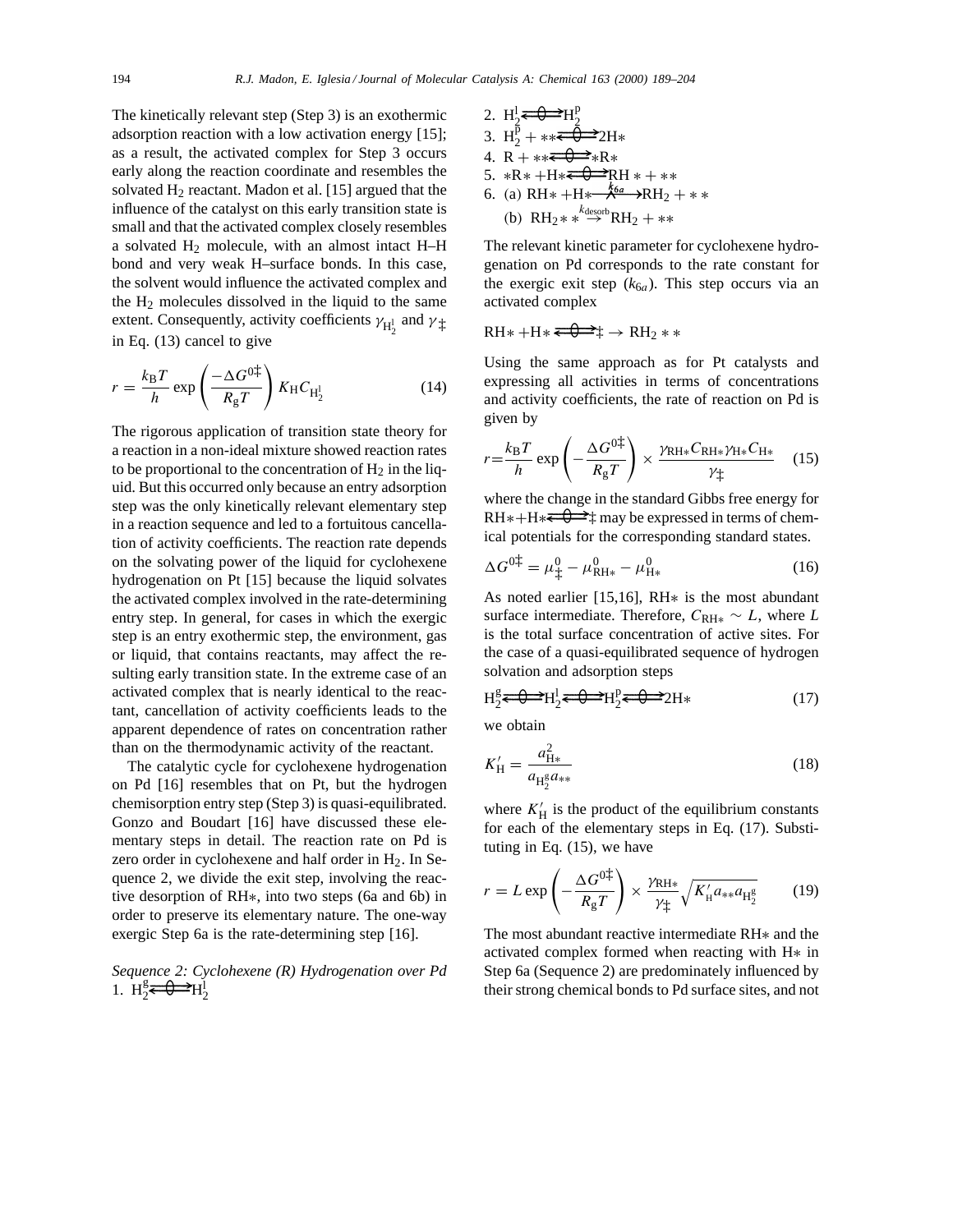The kinetically relevant step (Step 3) is an exothermic adsorption reaction with a low activation energy [15]; as a result, the activated complex for Step 3 occurs early along the reaction coordinate and resembles the solvated $H_2$ reactant. Madon et al. [15] argued that the influence of the catalyst on this early transition state is small and that the activated complex closely resembles a solvated $H_2$ molecule, with an almost intact H–H bond and very weak H–surface bonds. In this case, the solvent would influence the activated complex and the $H_2$ molecules dissolved in the liquid to the same extent. Consequently, activity coefficients $\gamma_{H_2^l}$ and $\gamma_\ddagger$ in Eq. (13) cancel to give

$$r = \frac{k_B T}{h} \exp\left(\frac{-\Delta G^{0\ddagger}}{R_g T}\right) K_H C_{H_2^l} \tag{14}$$

The rigorous application of transition state theory for a reaction in a non-ideal mixture showed reaction rates to be proportional to the concentration of $H_2$ in the liquid. But this occurred only because an entry adsorption step was the only kinetically relevant elementary step in a reaction sequence and led to a fortuitous cancellation of activity coefficients. The reaction rate depends on the solvating power of the liquid for cyclohexene hydrogenation on Pt [15] because the liquid solvates the activated complex involved in the rate-determining entry step. In general, for cases in which the exergic step is an entry exothermic step, the environment, gas or liquid, that contains reactants, may affect the resulting early transition state. In the extreme case of an activated complex that is nearly identical to the reactant, cancellation of activity coefficients leads to the apparent dependence of rates on concentration rather than on the thermodynamic activity of the reactant.

The catalytic cycle for cyclohexene hydrogenation on Pd [16] resembles that on Pt, but the hydrogen chemisorption entry step (Step 3) is quasi-equilibrated. Gonzo and Boudart [16] have discussed these elementary steps in detail. The reaction rate on Pd is zero order in cyclohexene and half order in $H_2$. In Sequence 2, we divide the exit step, involving the reactive desorption of RH∗, into two steps (6a and 6b) in order to preserve its elementary nature. The one-way exergic Step 6a is the rate-determining step [16].

*Sequence 2: Cyclohexene (R) Hydrogenation over Pd*

1. $H_2^g \rightleftharpoons H_2^l$ (quasi-equilibrated)
2. $H_2^l \rightleftharpoons H_2^p$ (quasi-equilibrated)
3. $H_2^p + ** \rightleftharpoons 2H*$ (quasi-equilibrated)
4. $R + ** \rightleftharpoons *R*$ (quasi-equilibrated)
5. $*R* + H* \rightleftharpoons RH* + **$ (quasi-equilibrated)
6. (a) $RH* + H* \xrightarrow{k_{6a}} RH_2 + **$
   (b) $RH_2** \xrightarrow{k_{desorb}} RH_2 + **$

The relevant kinetic parameter for cyclohexene hydrogenation on Pd corresponds to the rate constant for the exergic exit step ($k_{6a}$). This step occurs via an activated complex

$$RH* + H* \rightleftharpoons \ddagger \rightarrow RH_2**$$

Using the same approach as for Pt catalysts and expressing all activities in terms of concentrations and activity coefficients, the rate of reaction on Pd is given by

$$r = \frac{k_B T}{h} \exp\left(-\frac{\Delta G^{0\ddagger}}{R_g T}\right) \times \frac{\gamma_{RH*} C_{RH*} \gamma_{H*} C_{H*}}{\gamma_\ddagger} \tag{15}$$

where the change in the standard Gibbs free energy for $RH* + H* \rightleftharpoons \ddagger$ may be expressed in terms of chemical potentials for the corresponding standard states.

$$\Delta G^{0\ddagger} = \mu_\ddagger^0 - \mu_{RH*}^0 - \mu_{H*}^0 \tag{16}$$

As noted earlier [15,16], RH∗ is the most abundant surface intermediate. Therefore, $C_{RH*} \sim L$, where $L$ is the total surface concentration of active sites. For the case of a quasi-equilibrated sequence of hydrogen solvation and adsorption steps

$$H_2^g \rightleftharpoons H_2^l \rightleftharpoons H_2^p \rightleftharpoons 2H* \tag{17}$$

we obtain

$$K_H' = \frac{a_{H*}^2}{a_{H_2^g} a_{**}} \tag{18}$$

where $K_H'$ is the product of the equilibrium constants for each of the elementary steps in Eq. (17). Substituting in Eq. (15), we have

$$r = L \exp\left(-\frac{\Delta G^{0\ddagger}}{R_g T}\right) \times \frac{\gamma_{RH*}}{\gamma_\ddagger} \sqrt{K_H' a_{**} a_{H_2^g}} \tag{19}$$

The most abundant reactive intermediate RH∗ and the activated complex formed when reacting with H∗ in Step 6a (Sequence 2) are predominately influenced by their strong chemical bonds to Pd surface sites, and not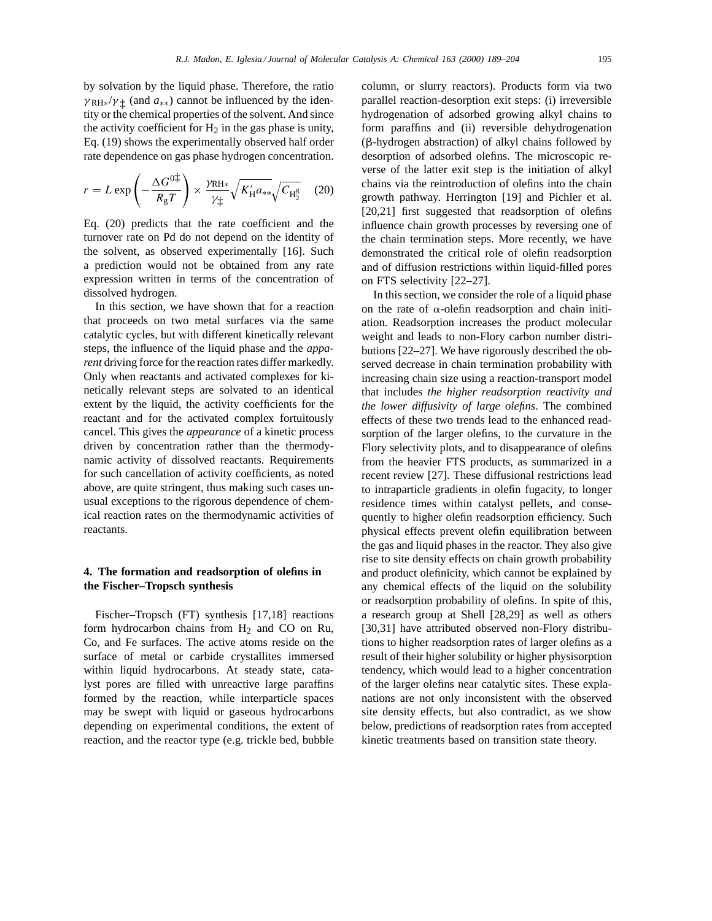by solvation by the liquid phase. Therefore, the ratio $\gamma_{RH*}/\gamma_{\ddagger}$ (and $a_{**}$) cannot be influenced by the identity or the chemical properties of the solvent. And since the activity coefficient for $H_2$ in the gas phase is unity, Eq. (19) shows the experimentally observed half order rate dependence on gas phase hydrogen concentration.

$$r = L \exp\left(-\frac{\Delta G^{0\ddagger}}{R_g T}\right) \times \frac{\gamma_{RH*}}{\gamma_{\ddagger}} \sqrt{K'_H a_{**}} \sqrt{C_{H_2^g}} \quad (20)$$

Eq. (20) predicts that the rate coefficient and the turnover rate on Pd do not depend on the identity of the solvent, as observed experimentally [16]. Such a prediction would not be obtained from any rate expression written in terms of the concentration of dissolved hydrogen.

In this section, we have shown that for a reaction that proceeds on two metal surfaces via the same catalytic cycles, but with different kinetically relevant steps, the influence of the liquid phase and the *apparent* driving force for the reaction rates differ markedly. Only when reactants and activated complexes for kinetically relevant steps are solvated to an identical extent by the liquid, the activity coefficients for the reactant and for the activated complex fortuitously cancel. This gives the *appearance* of a kinetic process driven by concentration rather than the thermodynamic activity of dissolved reactants. Requirements for such cancellation of activity coefficients, as noted above, are quite stringent, thus making such cases unusual exceptions to the rigorous dependence of chemical reaction rates on the thermodynamic activities of reactants.

## 4. The formation and readsorption of olefins in the Fischer–Tropsch synthesis

Fischer–Tropsch (FT) synthesis [17,18] reactions form hydrocarbon chains from $H_2$ and CO on Ru, Co, and Fe surfaces. The active atoms reside on the surface of metal or carbide crystallites immersed within liquid hydrocarbons. At steady state, catalyst pores are filled with unreactive large paraffins formed by the reaction, while interparticle spaces may be swept with liquid or gaseous hydrocarbons depending on experimental conditions, the extent of reaction, and the reactor type (e.g. trickle bed, bubble column, or slurry reactors). Products form via two parallel reaction-desorption exit steps: (i) irreversible hydrogenation of adsorbed growing alkyl chains to form paraffins and (ii) reversible dehydrogenation (β-hydrogen abstraction) of alkyl chains followed by desorption of adsorbed olefins. The microscopic reverse of the latter exit step is the initiation of alkyl chains via the reintroduction of olefins into the chain growth pathway. Herrington [19] and Pichler et al. [20,21] first suggested that readsorption of olefins influence chain growth processes by reversing one of the chain termination steps. More recently, we have demonstrated the critical role of olefin readsorption and of diffusion restrictions within liquid-filled pores on FTS selectivity [22–27].

In this section, we consider the role of a liquid phase on the rate of α-olefin readsorption and chain initiation. Readsorption increases the product molecular weight and leads to non-Flory carbon number distributions [22–27]. We have rigorously described the observed decrease in chain termination probability with increasing chain size using a reaction-transport model that includes *the higher readsorption reactivity and the lower diffusivity of large olefins*. The combined effects of these two trends lead to the enhanced readsorption of the larger olefins, to the curvature in the Flory selectivity plots, and to disappearance of olefins from the heavier FTS products, as summarized in a recent review [27]. These diffusional restrictions lead to intraparticle gradients in olefin fugacity, to longer residence times within catalyst pellets, and consequently to higher olefin readsorption efficiency. Such physical effects prevent olefin equilibration between the gas and liquid phases in the reactor. They also give rise to site density effects on chain growth probability and product olefinicity, which cannot be explained by any chemical effects of the liquid on the solubility or readsorption probability of olefins. In spite of this, a research group at Shell [28,29] as well as others [30,31] have attributed observed non-Flory distributions to higher readsorption rates of larger olefins as a result of their higher solubility or higher physisorption tendency, which would lead to a higher concentration of the larger olefins near catalytic sites. These explanations are not only inconsistent with the observed site density effects, but also contradict, as we show below, predictions of readsorption rates from accepted kinetic treatments based on transition state theory.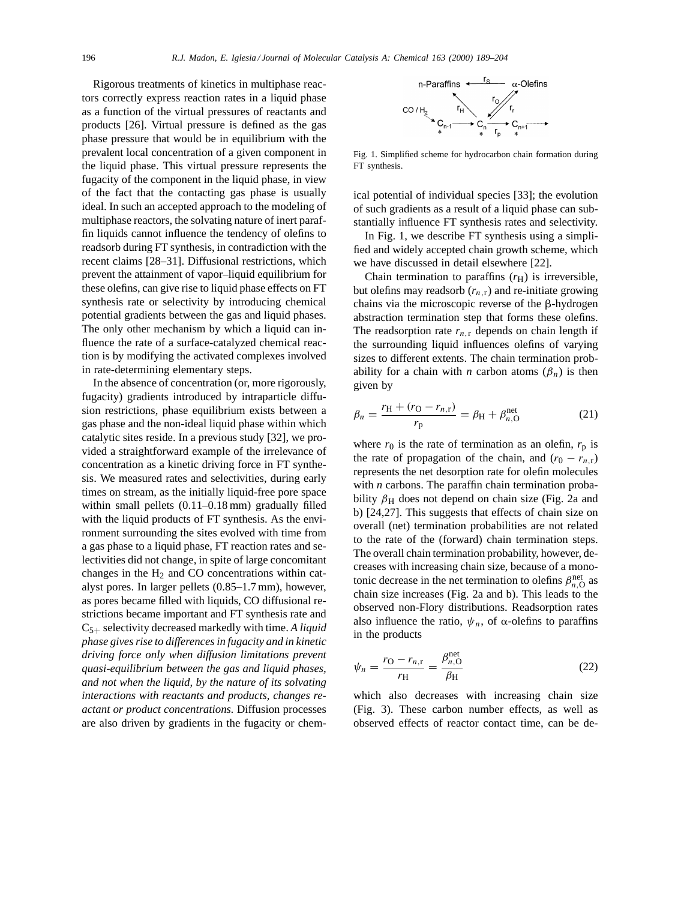Rigorous treatments of kinetics in multiphase reactors correctly express reaction rates in a liquid phase as a function of the virtual pressures of reactants and products [26]. Virtual pressure is defined as the gas phase pressure that would be in equilibrium with the prevalent local concentration of a given component in the liquid phase. This virtual pressure represents the fugacity of the component in the liquid phase, in view of the fact that the contacting gas phase is usually ideal. In such an accepted approach to the modeling of multiphase reactors, the solvating nature of inert paraffin liquids cannot influence the tendency of olefins to readsorb during FT synthesis, in contradiction with the recent claims [28–31]. Diffusional restrictions, which prevent the attainment of vapor–liquid equilibrium for these olefins, can give rise to liquid phase effects on FT synthesis rate or selectivity by introducing chemical potential gradients between the gas and liquid phases. The only other mechanism by which a liquid can influence the rate of a surface-catalyzed chemical reaction is by modifying the activated complexes involved in rate-determining elementary steps.

In the absence of concentration (or, more rigorously, fugacity) gradients introduced by intraparticle diffusion restrictions, phase equilibrium exists between a gas phase and the non-ideal liquid phase within which catalytic sites reside. In a previous study [32], we provided a straightforward example of the irrelevance of concentration as a kinetic driving force in FT synthesis. We measured rates and selectivities, during early times on stream, as the initially liquid-free pore space within small pellets (0.11–0.18 mm) gradually filled with the liquid products of FT synthesis. As the environment surrounding the sites evolved with time from a gas phase to a liquid phase, FT reaction rates and selectivities did not change, in spite of large concomitant changes in the $H_2$ and CO concentrations within catalyst pores. In larger pellets (0.85–1.7 mm), however, as pores became filled with liquids, CO diffusional restrictions became important and FT synthesis rate and $C_{5+}$ selectivity decreased markedly with time. *A liquid phase gives rise to differences in fugacity and in kinetic driving force only when diffusion limitations prevent quasi-equilibrium between the gas and liquid phases, and not when the liquid, by the nature of its solvating interactions with reactants and products, changes reactant or product concentrations.* Diffusion processes are also driven by gradients in the fugacity or chemical potential of individual species [33]; the evolution of such gradients as a result of a liquid phase can substantially influence FT synthesis rates and selectivity.

Fig. 1. Simplified scheme for hydrocarbon chain formation during FT synthesis.

In Fig. 1, we describe FT synthesis using a simplified and widely accepted chain growth scheme, which we have discussed in detail elsewhere [22].

Chain termination to paraffins ($r_H$) is irreversible, but olefins may readsorb ($r_{n,r}$) and re-initiate growing chains via the microscopic reverse of the β-hydrogen abstraction termination step that forms these olefins. The readsorption rate $r_{n,r}$ depends on chain length if the surrounding liquid influences olefins of varying sizes to different extents. The chain termination probability for a chain with $n$ carbon atoms ($\beta_n$) is then given by

$$\beta_n = \frac{r_H + (r_O - r_{n,r})}{r_p} = \beta_H + \beta_{n,O}^{net} \tag{21}$$

where $r_0$ is the rate of termination as an olefin, $r_p$ is the rate of propagation of the chain, and $(r_0 - r_{n,r})$ represents the net desorption rate for olefin molecules with $n$ carbons. The paraffin chain termination probability $\beta_H$ does not depend on chain size (Fig. 2a and b) [24,27]. This suggests that effects of chain size on overall (net) termination probabilities are not related to the rate of the (forward) chain termination steps. The overall chain termination probability, however, decreases with increasing chain size, because of a monotonic decrease in the net termination to olefins $\beta_{n,O}^{net}$ as chain size increases (Fig. 2a and b). This leads to the observed non-Flory distributions. Readsorption rates also influence the ratio, $\psi_n$, of α-olefins to paraffins in the products

$$\psi_n = \frac{r_O - r_{n,r}}{r_H} = \frac{\beta_{n,O}^{net}}{\beta_H} \tag{22}$$

which also decreases with increasing chain size (Fig. 3). These carbon number effects, as well as observed effects of reactor contact time, can be de-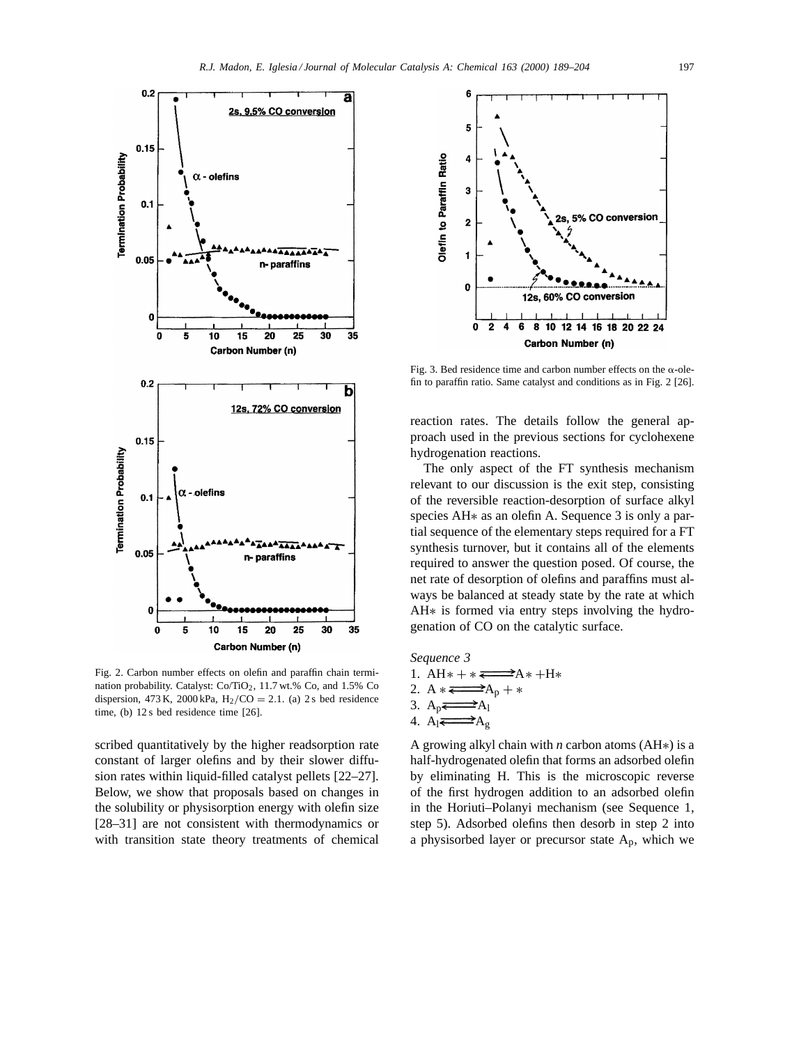Fig. 2. Carbon number effects on olefin and paraffin chain termination probability. Catalyst: $Co/TiO_2$, 11.7 wt.% Co, and 1.5% Co dispersion, 473 K, 2000 kPa, $H_2/CO = 2.1$. (a) 2 s bed residence time, (b) 12 s bed residence time [26].

Fig. 3. Bed residence time and carbon number effects on the α-olefin to paraffin ratio. Same catalyst and conditions as in Fig. 2 [26].

scribed quantitatively by the higher readsorption rate constant of larger olefins and by their slower diffusion rates within liquid-filled catalyst pellets [22–27]. Below, we show that proposals based on changes in the solubility or physisorption energy with olefin size [28–31] are not consistent with thermodynamics or with transition state theory treatments of chemical reaction rates. The details follow the general approach used in the previous sections for cyclohexene hydrogenation reactions.

The only aspect of the FT synthesis mechanism relevant to our discussion is the exit step, consisting of the reversible reaction-desorption of surface alkyl species AH∗ as an olefin A. Sequence 3 is only a partial sequence of the elementary steps required for a FT synthesis turnover, but it contains all of the elements required to answer the question posed. Of course, the net rate of desorption of olefins and paraffins must always be balanced at steady state by the rate at which AH∗ is formed via entry steps involving the hydrogenation of CO on the catalytic surface.

*Sequence 3*

1. $AH* + * \rightleftharpoons A* + H*$
2. $A* \rightleftharpoons A_p + *$
3. $A_p \rightleftharpoons A_l$
4. $A_l \rightleftharpoons A_g$

A growing alkyl chain with *n* carbon atoms (AH∗) is a half-hydrogenated olefin that forms an adsorbed olefin by eliminating H. This is the microscopic reverse of the first hydrogen addition to an adsorbed olefin in the Horiuti–Polanyi mechanism (see Sequence 1, step 5). Adsorbed olefins then desorb in step 2 into a physisorbed layer or precursor state $A_p$, which we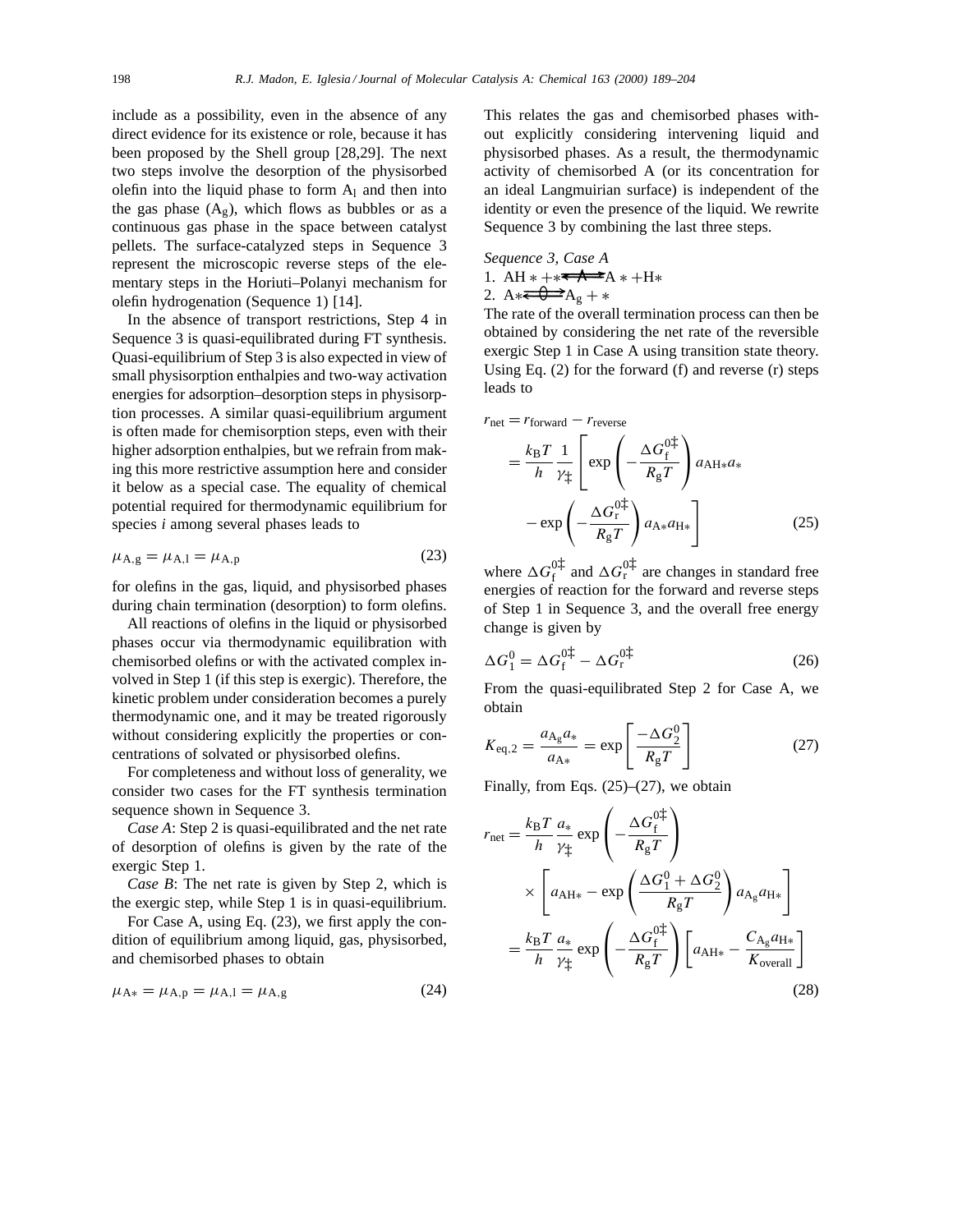include as a possibility, even in the absence of any direct evidence for its existence or role, because it has been proposed by the Shell group [28,29]. The next two steps involve the desorption of the physisorbed olefin into the liquid phase to form $A_l$ and then into the gas phase ($A_g$), which flows as bubbles or as a continuous gas phase in the space between catalyst pellets. The surface-catalyzed steps in Sequence 3 represent the microscopic reverse steps of the elementary steps in the Horiuti–Polanyi mechanism for olefin hydrogenation (Sequence 1) [14].

In the absence of transport restrictions, Step 4 in Sequence 3 is quasi-equilibrated during FT synthesis. Quasi-equilibrium of Step 3 is also expected in view of small physisorption enthalpies and two-way activation energies for adsorption–desorption steps in physisorption processes. A similar quasi-equilibrium argument is often made for chemisorption steps, even with their higher adsorption enthalpies, but we refrain from making this more restrictive assumption here and consider it below as a special case. The equality of chemical potential required for thermodynamic equilibrium for species *i* among several phases leads to

$$\mu_{A,g} = \mu_{A,l} = \mu_{A,p} \tag{23}$$

for olefins in the gas, liquid, and physisorbed phases during chain termination (desorption) to form olefins.

All reactions of olefins in the liquid or physisorbed phases occur via thermodynamic equilibration with chemisorbed olefins or with the activated complex involved in Step 1 (if this step is exergic). Therefore, the kinetic problem under consideration becomes a purely thermodynamic one, and it may be treated rigorously without considering explicitly the properties or concentrations of solvated or physisorbed olefins.

For completeness and without loss of generality, we consider two cases for the FT synthesis termination sequence shown in Sequence 3.

*Case A*: Step 2 is quasi-equilibrated and the net rate of desorption of olefins is given by the rate of the exergic Step 1.

*Case B*: The net rate is given by Step 2, which is the exergic step, while Step 1 is in quasi-equilibrium.

For Case A, using Eq. (23), we first apply the condition of equilibrium among liquid, gas, physisorbed, and chemisorbed phases to obtain

$$\mu_{A*} = \mu_{A,p} = \mu_{A,l} = \mu_{A,g} \tag{24}$$

This relates the gas and chemisorbed phases without explicitly considering intervening liquid and physisorbed phases. As a result, the thermodynamic activity of chemisorbed A (or its concentration for an ideal Langmuirian surface) is independent of the identity or even the presence of the liquid. We rewrite Sequence 3 by combining the last three steps.

*Sequence 3, Case A*

1. $AH* + * \rightleftharpoons A* + H*$ (→)
2. $A* \rightleftharpoons A_g + *$ (quasi-equilibrated)

The rate of the overall termination process can then be obtained by considering the net rate of the reversible exergic Step 1 in Case A using transition state theory. Using Eq. (2) for the forward (f) and reverse (r) steps leads to

$$r_{net} = r_{forward} - r_{reverse} = \frac{k_B T}{h}\frac{1}{\gamma_{\ddagger}}\left[\exp\left(-\frac{\Delta G_f^{0\ddagger}}{R_g T}\right)a_{AH*}a_{*} - \exp\left(-\frac{\Delta G_r^{0\ddagger}}{R_g T}\right)a_{A*}a_{H*}\right] \tag{25}$$

where $\Delta G_f^{0\ddagger}$ and $\Delta G_r^{0\ddagger}$ are changes in standard free energies of reaction for the forward and reverse steps of Step 1 in Sequence 3, and the overall free energy change is given by

$$\Delta G_1^0 = \Delta G_f^{0\ddagger} - \Delta G_r^{0\ddagger} \tag{26}$$

From the quasi-equilibrated Step 2 for Case A, we obtain

$$K_{eq,2} = \frac{a_{A_g}a_{*}}{a_{A*}} = \exp\left[\frac{-\Delta G_2^0}{R_g T}\right] \tag{27}$$

Finally, from Eqs. (25)–(27), we obtain

$$r_{net} = \frac{k_B T}{h}\frac{a_{*}}{\gamma_{\ddagger}}\exp\left(-\frac{\Delta G_f^{0\ddagger}}{R_g T}\right)\times\left[a_{AH*} - \exp\left(\frac{\Delta G_1^0 + \Delta G_2^0}{R_g T}\right)a_{A_g}a_{H*}\right] = \frac{k_B T}{h}\frac{a_{*}}{\gamma_{\ddagger}}\exp\left(-\frac{\Delta G_f^{0\ddagger}}{R_g T}\right)\left[a_{AH*} - \frac{C_{A_g}a_{H*}}{K_{overall}}\right] \tag{28}$$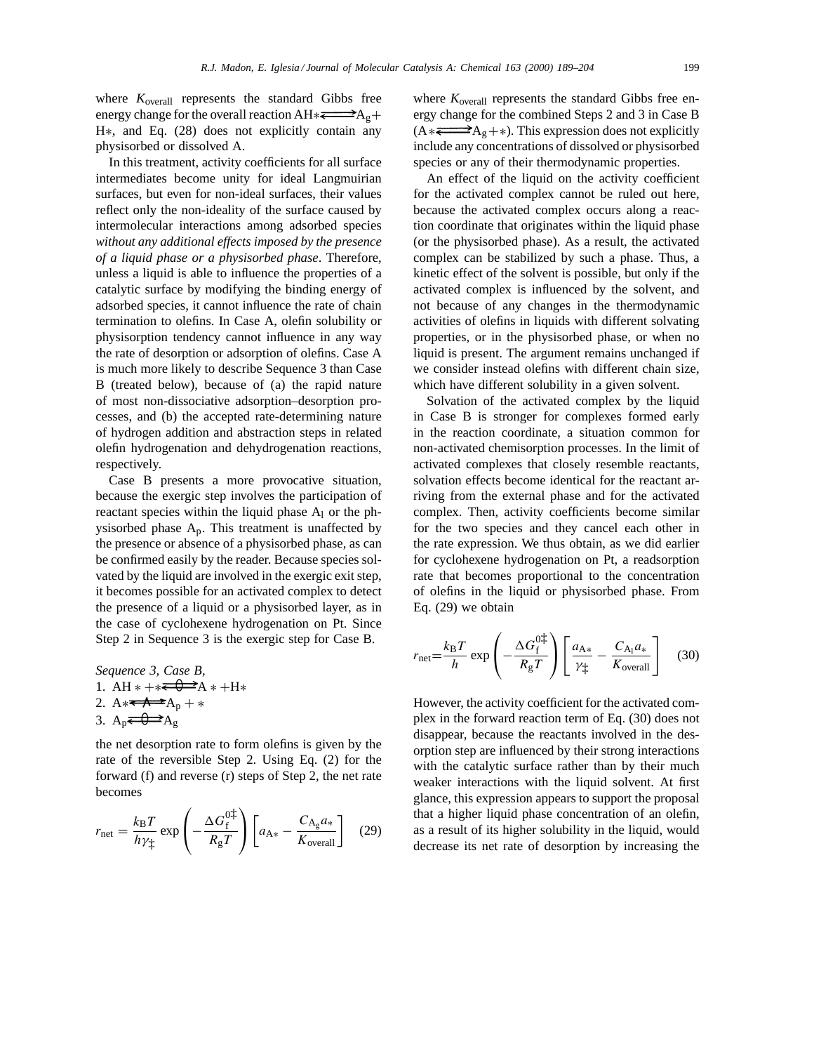where $K_{overall}$ represents the standard Gibbs free energy change for the overall reaction $AH* \rightleftharpoons A_g + H*$, and Eq. (28) does not explicitly contain any physisorbed or dissolved A.

In this treatment, activity coefficients for all surface intermediates become unity for ideal Langmuirian surfaces, but even for non-ideal surfaces, their values reflect only the non-ideality of the surface caused by intermolecular interactions among adsorbed species *without any additional effects imposed by the presence of a liquid phase or a physisorbed phase*. Therefore, unless a liquid is able to influence the properties of a catalytic surface by modifying the binding energy of adsorbed species, it cannot influence the rate of chain termination to olefins. In Case A, olefin solubility or physisorption tendency cannot influence in any way the rate of desorption or adsorption of olefins. Case A is much more likely to describe Sequence 3 than Case B (treated below), because of (a) the rapid nature of most non-dissociative adsorption–desorption processes, and (b) the accepted rate-determining nature of hydrogen addition and abstraction steps in related olefin hydrogenation and dehydrogenation reactions, respectively.

Case B presents a more provocative situation, because the exergic step involves the participation of reactant species within the liquid phase $A_l$ or the physisorbed phase $A_p$. This treatment is unaffected by the presence or absence of a physisorbed phase, as can be confirmed easily by the reader. Because species solvated by the liquid are involved in the exergic exit step, it becomes possible for an activated complex to detect the presence of a liquid or a physisorbed layer, as in the case of cyclohexene hydrogenation on Pt. Since Step 2 in Sequence 3 is the exergic step for Case B.

*Sequence 3, Case B,*
1. $AH * + * \overset{0}{\rightleftharpoons} A * + H*$
2. $A* \overset{\wedge}{\rightleftharpoons} A_p + *$
3. $A_p \overset{0}{\rightleftharpoons} A_g$

the net desorption rate to form olefins is given by the rate of the reversible Step 2. Using Eq. (2) for the forward (f) and reverse (r) steps of Step 2, the net rate becomes

$$r_{net} = \frac{k_B T}{h\gamma_{\ddagger}} \exp\left(-\frac{\Delta G_f^{0\ddagger}}{R_g T}\right)\left[a_{A*} - \frac{C_{A_g} a_*}{K_{overall}}\right] \quad (29)$$

where $K_{overall}$ represents the standard Gibbs free energy change for the combined Steps 2 and 3 in Case B ($A* \rightleftharpoons A_g + *$). This expression does not explicitly include any concentrations of dissolved or physisorbed species or any of their thermodynamic properties.

An effect of the liquid on the activity coefficient for the activated complex cannot be ruled out here, because the activated complex occurs along a reaction coordinate that originates within the liquid phase (or the physisorbed phase). As a result, the activated complex can be stabilized by such a phase. Thus, a kinetic effect of the solvent is possible, but only if the activated complex is influenced by the solvent, and not because of any changes in the thermodynamic activities of olefins in liquids with different solvating properties, or in the physisorbed phase, or when no liquid is present. The argument remains unchanged if we consider instead olefins with different chain size, which have different solubility in a given solvent.

Solvation of the activated complex by the liquid in Case B is stronger for complexes formed early in the reaction coordinate, a situation common for non-activated chemisorption processes. In the limit of activated complexes that closely resemble reactants, solvation effects become identical for the reactant arriving from the external phase and for the activated complex. Then, activity coefficients become similar for the two species and they cancel each other in the rate expression. We thus obtain, as we did earlier for cyclohexene hydrogenation on Pt, a readsorption rate that becomes proportional to the concentration of olefins in the liquid or physisorbed phase. From Eq. (29) we obtain

$$r_{net} = \frac{k_B T}{h} \exp\left(-\frac{\Delta G_f^{0\ddagger}}{R_g T}\right)\left[\frac{a_{A*}}{\gamma_{\ddagger}} - \frac{C_{A_l} a_*}{K_{overall}}\right] \quad (30)$$

However, the activity coefficient for the activated complex in the forward reaction term of Eq. (30) does not disappear, because the reactants involved in the desorption step are influenced by their strong interactions with the catalytic surface rather than by their much weaker interactions with the liquid solvent. At first glance, this expression appears to support the proposal that a higher liquid phase concentration of an olefin, as a result of its higher solubility in the liquid, would decrease its net rate of desorption by increasing the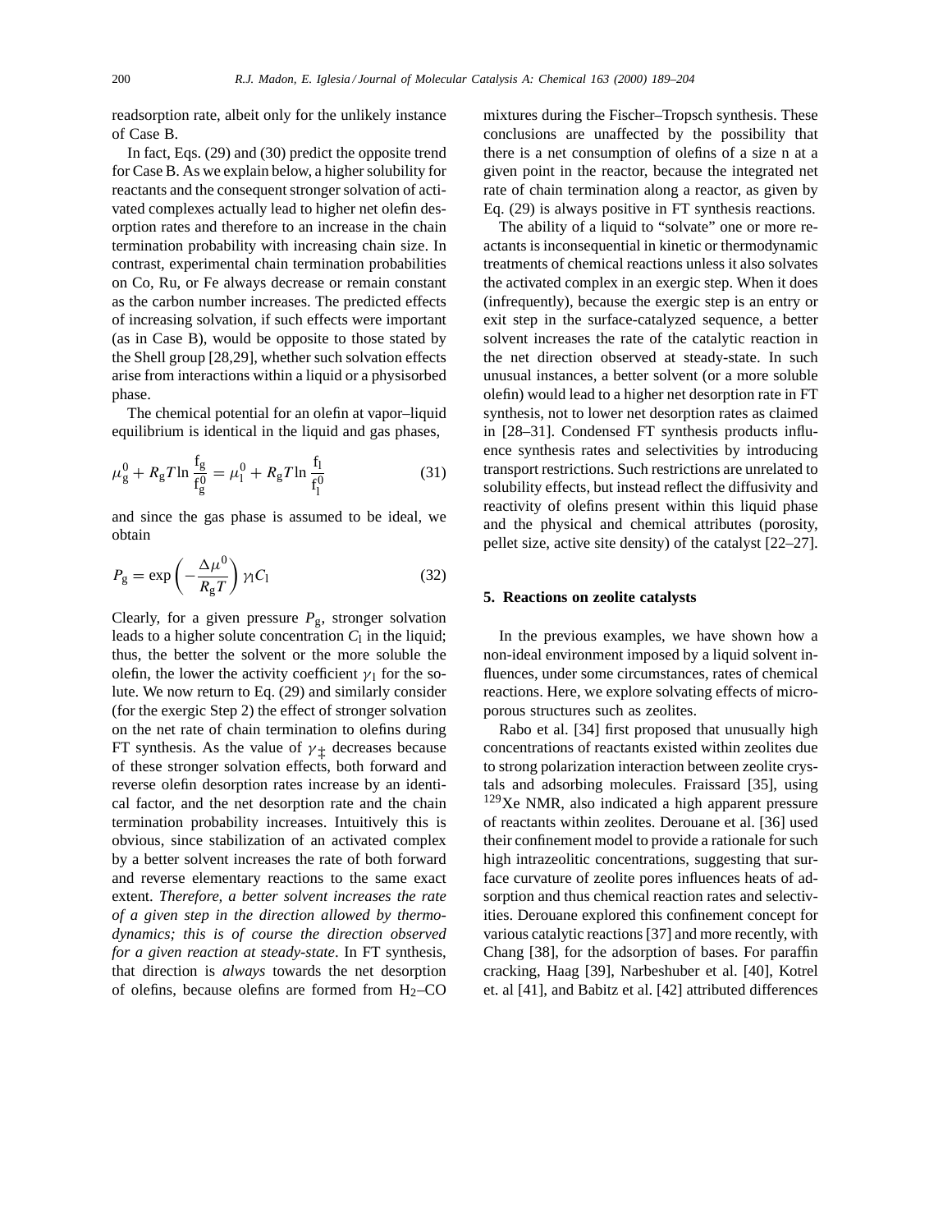readsorption rate, albeit only for the unlikely instance of Case B.

In fact, Eqs. (29) and (30) predict the opposite trend for Case B. As we explain below, a higher solubility for reactants and the consequent stronger solvation of activated complexes actually lead to higher net olefin desorption rates and therefore to an increase in the chain termination probability with increasing chain size. In contrast, experimental chain termination probabilities on Co, Ru, or Fe always decrease or remain constant as the carbon number increases. The predicted effects of increasing solvation, if such effects were important (as in Case B), would be opposite to those stated by the Shell group [28,29], whether such solvation effects arise from interactions within a liquid or a physisorbed phase.

The chemical potential for an olefin at vapor–liquid equilibrium is identical in the liquid and gas phases,

$$\mu_g^0 + R_g T \ln \frac{f_g}{f_g^0} = \mu_l^0 + R_g T \ln \frac{f_l}{f_l^0} \tag{31}$$

and since the gas phase is assumed to be ideal, we obtain

$$P_g = \exp\left(-\frac{\Delta\mu^0}{R_g T}\right) \gamma_l C_l \tag{32}$$

Clearly, for a given pressure $P_g$, stronger solvation leads to a higher solute concentration $C_l$ in the liquid; thus, the better the solvent or the more soluble the olefin, the lower the activity coefficient $\gamma_l$ for the solute. We now return to Eq. (29) and similarly consider (for the exergic Step 2) the effect of stronger solvation on the net rate of chain termination to olefins during FT synthesis. As the value of $\gamma_\ddagger$ decreases because of these stronger solvation effects, both forward and reverse olefin desorption rates increase by an identical factor, and the net desorption rate and the chain termination probability increases. Intuitively this is obvious, since stabilization of an activated complex by a better solvent increases the rate of both forward and reverse elementary reactions to the same exact extent. *Therefore, a better solvent increases the rate of a given step in the direction allowed by thermodynamics; this is of course the direction observed for a given reaction at steady-state*. In FT synthesis, that direction is *always* towards the net desorption of olefins, because olefins are formed from $H_2$–CO mixtures during the Fischer–Tropsch synthesis. These conclusions are unaffected by the possibility that there is a net consumption of olefins of a size n at a given point in the reactor, because the integrated net rate of chain termination along a reactor, as given by Eq. (29) is always positive in FT synthesis reactions.

The ability of a liquid to “solvate” one or more reactants is inconsequential in kinetic or thermodynamic treatments of chemical reactions unless it also solvates the activated complex in an exergic step. When it does (infrequently), because the exergic step is an entry or exit step in the surface-catalyzed sequence, a better solvent increases the rate of the catalytic reaction in the net direction observed at steady-state. In such unusual instances, a better solvent (or a more soluble olefin) would lead to a higher net desorption rate in FT synthesis, not to lower net desorption rates as claimed in [28–31]. Condensed FT synthesis products influence synthesis rates and selectivities by introducing transport restrictions. Such restrictions are unrelated to solubility effects, but instead reflect the diffusivity and reactivity of olefins present within this liquid phase and the physical and chemical attributes (porosity, pellet size, active site density) of the catalyst [22–27].

## 5. Reactions on zeolite catalysts

In the previous examples, we have shown how a non-ideal environment imposed by a liquid solvent influences, under some circumstances, rates of chemical reactions. Here, we explore solvating effects of microporous structures such as zeolites.

Rabo et al. [34] first proposed that unusually high concentrations of reactants existed within zeolites due to strong polarization interaction between zeolite crystals and adsorbing molecules. Fraissard [35], using $^{129}$Xe NMR, also indicated a high apparent pressure of reactants within zeolites. Derouane et al. [36] used their confinement model to provide a rationale for such high intrazeolitic concentrations, suggesting that surface curvature of zeolite pores influences heats of adsorption and thus chemical reaction rates and selectivities. Derouane explored this confinement concept for various catalytic reactions [37] and more recently, with Chang [38], for the adsorption of bases. For paraffin cracking, Haag [39], Narbeshuber et al. [40], Kotrel et. al [41], and Babitz et al. [42] attributed differences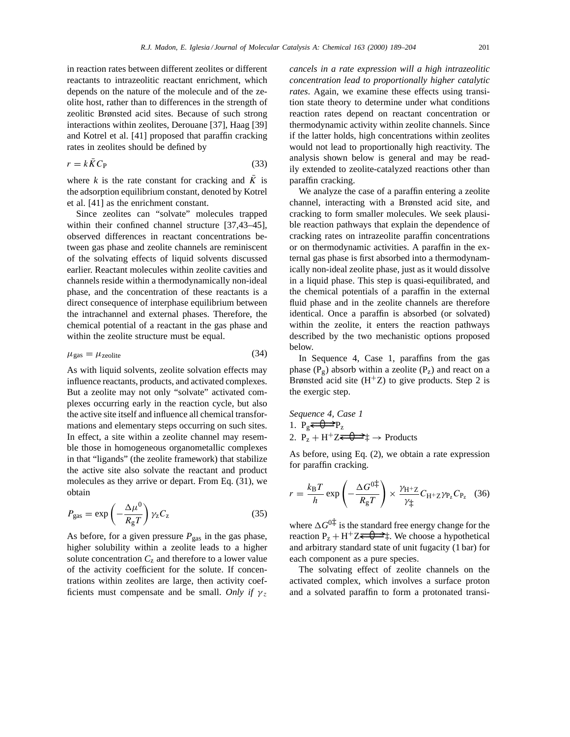in reaction rates between different zeolites or different reactants to intrazeolitic reactant enrichment, which depends on the nature of the molecule and of the zeolite host, rather than to differences in the strength of zeolitic Brønsted acid sites. Because of such strong interactions within zeolites, Derouane [37], Haag [39] and Kotrel et al. [41] proposed that paraffin cracking rates in zeolites should be defined by

$$r = k\bar{K}C_{\mathrm{P}} \tag{33}$$

where $k$ is the rate constant for cracking and $\bar{K}$ is the adsorption equilibrium constant, denoted by Kotrel et al. [41] as the enrichment constant.

Since zeolites can "solvate" molecules trapped within their confined channel structure [37,43–45], observed differences in reactant concentrations between gas phase and zeolite channels are reminiscent of the solvating effects of liquid solvents discussed earlier. Reactant molecules within zeolite cavities and channels reside within a thermodynamically non-ideal phase, and the concentration of these reactants is a direct consequence of interphase equilibrium between the intrachannel and external phases. Therefore, the chemical potential of a reactant in the gas phase and within the zeolite structure must be equal.

$$\mu_{\mathrm{gas}} = \mu_{\mathrm{zeolite}} \tag{34}$$

As with liquid solvents, zeolite solvation effects may influence reactants, products, and activated complexes. But a zeolite may not only "solvate" activated complexes occurring early in the reaction cycle, but also the active site itself and influence all chemical transformations and elementary steps occurring on such sites. In effect, a site within a zeolite channel may resemble those in homogeneous organometallic complexes in that "ligands" (the zeolite framework) that stabilize the active site also solvate the reactant and product molecules as they arrive or depart. From Eq. (31), we obtain

$$P_{\mathrm{gas}} = \exp\left(-\frac{\Delta\mu^{0}}{R_{\mathrm{g}}T}\right)\gamma_{\mathrm{z}}C_{\mathrm{z}} \tag{35}$$

As before, for a given pressure $P_{\mathrm{gas}}$ in the gas phase, higher solubility within a zeolite leads to a higher solute concentration $C_{\mathrm{z}}$ and therefore to a lower value of the activity coefficient for the solute. If concentrations within zeolites are large, then activity coefficients must compensate and be small. *Only if $\gamma_{z}$ cancels in a rate expression will a high intrazeolitic concentration lead to proportionally higher catalytic rates*. Again, we examine these effects using transition state theory to determine under what conditions reaction rates depend on reactant concentration or thermodynamic activity within zeolite channels. Since if the latter holds, high concentrations within zeolites would not lead to proportionally high reactivity. The analysis shown below is general and may be readily extended to zeolite-catalyzed reactions other than paraffin cracking.

We analyze the case of a paraffin entering a zeolite channel, interacting with a Brønsted acid site, and cracking to form smaller molecules. We seek plausible reaction pathways that explain the dependence of cracking rates on intrazeolite paraffin concentrations or on thermodynamic activities. A paraffin in the external gas phase is first absorbed into a thermodynamically non-ideal zeolite phase, just as it would dissolve in a liquid phase. This step is quasi-equilibrated, and the chemical potentials of a paraffin in the external fluid phase and in the zeolite channels are therefore identical. Once a paraffin is absorbed (or solvated) within the zeolite, it enters the reaction pathways described by the two mechanistic options proposed below.

In Sequence 4, Case 1, paraffins from the gas phase ($\mathrm{P_g}$) absorb within a zeolite ($\mathrm{P_z}$) and react on a Brønsted acid site ($\mathrm{H^+Z}$) to give products. Step 2 is the exergic step.

*Sequence 4, Case 1*

1. $\mathrm{P_g} \overset{0}{\rightleftarrows} \mathrm{P_z}$
2. $\mathrm{P_z} + \mathrm{H^+Z} \overset{0}{\rightleftarrows} \ddagger \rightarrow$ Products

As before, using Eq. (2), we obtain a rate expression for paraffin cracking.

$$r = \frac{k_{\mathrm{B}}T}{h}\exp\left(-\frac{\Delta G^{0\ddagger}}{R_{\mathrm{g}}T}\right) \times \frac{\gamma_{\mathrm{H^+Z}}}{\gamma_{\ddagger}}C_{\mathrm{H^+Z}}\gamma_{\mathrm{P_z}}C_{\mathrm{P_z}} \tag{36}$$

where $\Delta G^{0\ddagger}$ is the standard free energy change for the reaction $\mathrm{P_z} + \mathrm{H^+Z} \overset{0}{\rightleftarrows} \ddagger$. We choose a hypothetical and arbitrary standard state of unit fugacity (1 bar) for each component as a pure species.

The solvating effect of zeolite channels on the activated complex, which involves a surface proton and a solvated paraffin to form a protonated transi-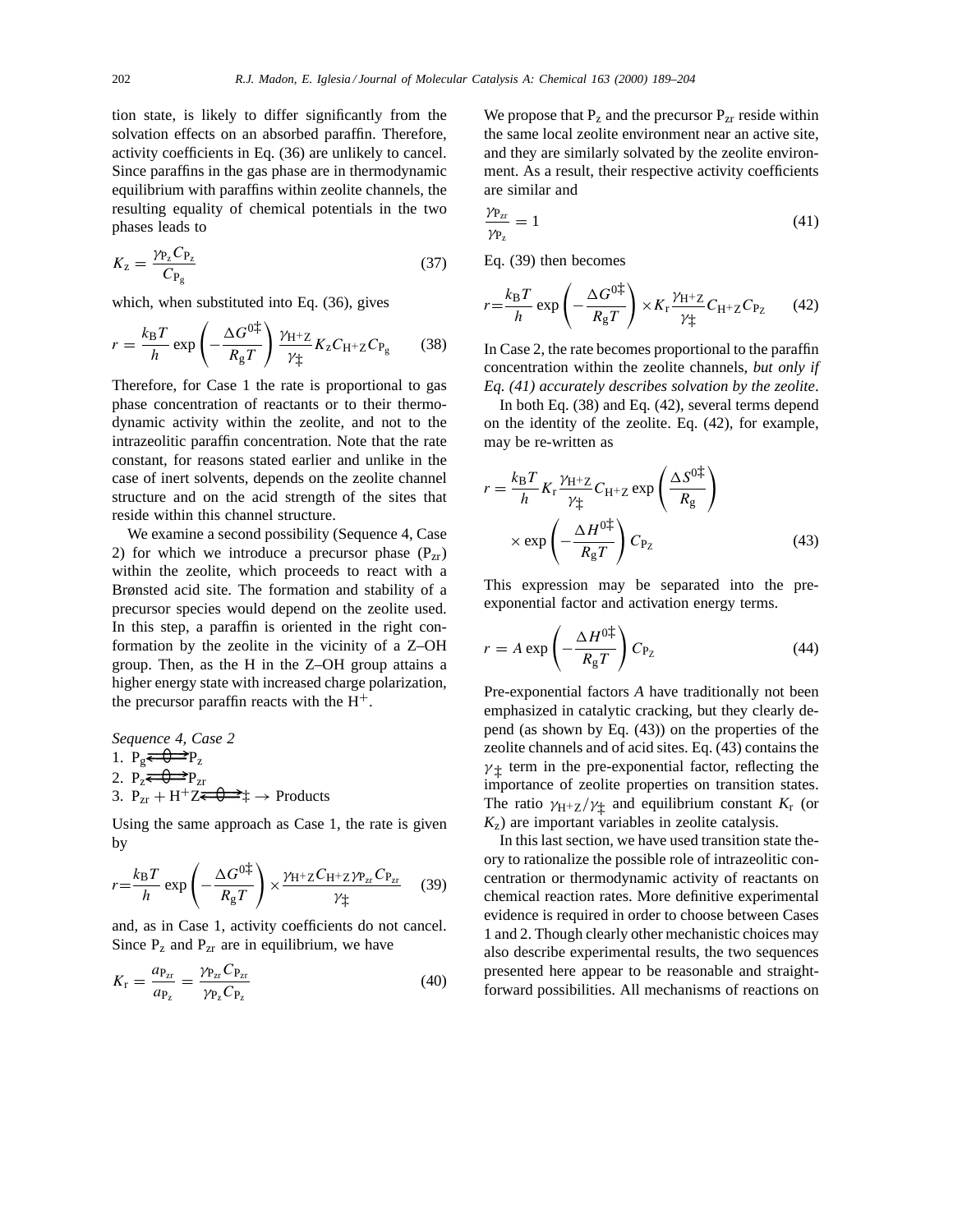tion state, is likely to differ significantly from the solvation effects on an absorbed paraffin. Therefore, activity coefficients in Eq. (36) are unlikely to cancel. Since paraffins in the gas phase are in thermodynamic equilibrium with paraffins within zeolite channels, the resulting equality of chemical potentials in the two phases leads to

$$K_z = \frac{\gamma_{P_z} C_{P_z}}{C_{P_g}} \tag{37}$$

which, when substituted into Eq. (36), gives

$$r = \frac{k_B T}{h} \exp\left(-\frac{\Delta G^{0\ddagger}}{R_g T}\right) \frac{\gamma_{H^+Z}}{\gamma_\ddagger} K_z C_{H^+Z} C_{P_g} \tag{38}$$

Therefore, for Case 1 the rate is proportional to gas phase concentration of reactants or to their thermodynamic activity within the zeolite, and not to the intrazeolitic paraffin concentration. Note that the rate constant, for reasons stated earlier and unlike in the case of inert solvents, depends on the zeolite channel structure and on the acid strength of the sites that reside within this channel structure.

We examine a second possibility (Sequence 4, Case 2) for which we introduce a precursor phase ($P_{zr}$) within the zeolite, which proceeds to react with a Brønsted acid site. The formation and stability of a precursor species would depend on the zeolite used. In this step, a paraffin is oriented in the right conformation by the zeolite in the vicinity of a Z–OH group. Then, as the H in the Z–OH group attains a higher energy state with increased charge polarization, the precursor paraffin reacts with the $H^+$.

*Sequence 4, Case 2*

1. $P_g \overset{\Theta}{\rightleftharpoons} P_z$
2. $P_z \overset{\Theta}{\rightleftharpoons} P_{zr}$
3. $P_{zr} + H^+Z \overset{\Theta}{\rightleftharpoons} \ddagger \rightarrow$ Products

Using the same approach as Case 1, the rate is given by

$$r = \frac{k_B T}{h} \exp\left(-\frac{\Delta G^{0\ddagger}}{R_g T}\right) \times \frac{\gamma_{H^+Z} C_{H^+Z} \gamma_{P_{zr}} C_{P_{zr}}}{\gamma_\ddagger} \tag{39}$$

and, as in Case 1, activity coefficients do not cancel. Since $P_z$ and $P_{zr}$ are in equilibrium, we have

$$K_r = \frac{a_{P_{zr}}}{a_{P_z}} = \frac{\gamma_{P_{zr}} C_{P_{zr}}}{\gamma_{P_z} C_{P_z}} \tag{40}$$

We propose that $P_z$ and the precursor $P_{zr}$ reside within the same local zeolite environment near an active site, and they are similarly solvated by the zeolite environment. As a result, their respective activity coefficients are similar and

$$\frac{\gamma_{P_{zr}}}{\gamma_{P_z}} = 1 \tag{41}$$

Eq. (39) then becomes

$$r = \frac{k_B T}{h} \exp\left(-\frac{\Delta G^{0\ddagger}}{R_g T}\right) \times K_r \frac{\gamma_{H^+Z}}{\gamma_\ddagger} C_{H^+Z} C_{P_Z} \tag{42}$$

In Case 2, the rate becomes proportional to the paraffin concentration within the zeolite channels, *but only if Eq. (41) accurately describes solvation by the zeolite*.

In both Eq. (38) and Eq. (42), several terms depend on the identity of the zeolite. Eq. (42), for example, may be re-written as

$$r = \frac{k_B T}{h} K_r \frac{\gamma_{H^+Z}}{\gamma_\ddagger} C_{H^+Z} \exp\left(\frac{\Delta S^{0\ddagger}}{R_g}\right) \times \exp\left(-\frac{\Delta H^{0\ddagger}}{R_g T}\right) C_{P_Z} \tag{43}$$

This expression may be separated into the pre-exponential factor and activation energy terms.

$$r = A \exp\left(-\frac{\Delta H^{0\ddagger}}{R_g T}\right) C_{P_Z} \tag{44}$$

Pre-exponential factors *A* have traditionally not been emphasized in catalytic cracking, but they clearly depend (as shown by Eq. (43)) on the properties of the zeolite channels and of acid sites. Eq. (43) contains the $\gamma_\ddagger$ term in the pre-exponential factor, reflecting the importance of zeolite properties on transition states. The ratio $\gamma_{H^+Z}/\gamma_\ddagger$ and equilibrium constant $K_r$ (or $K_z$) are important variables in zeolite catalysis.

In this last section, we have used transition state theory to rationalize the possible role of intrazeolitic concentration or thermodynamic activity of reactants on chemical reaction rates. More definitive experimental evidence is required in order to choose between Cases 1 and 2. Though clearly other mechanistic choices may also describe experimental results, the two sequences presented here appear to be reasonable and straightforward possibilities. All mechanisms of reactions on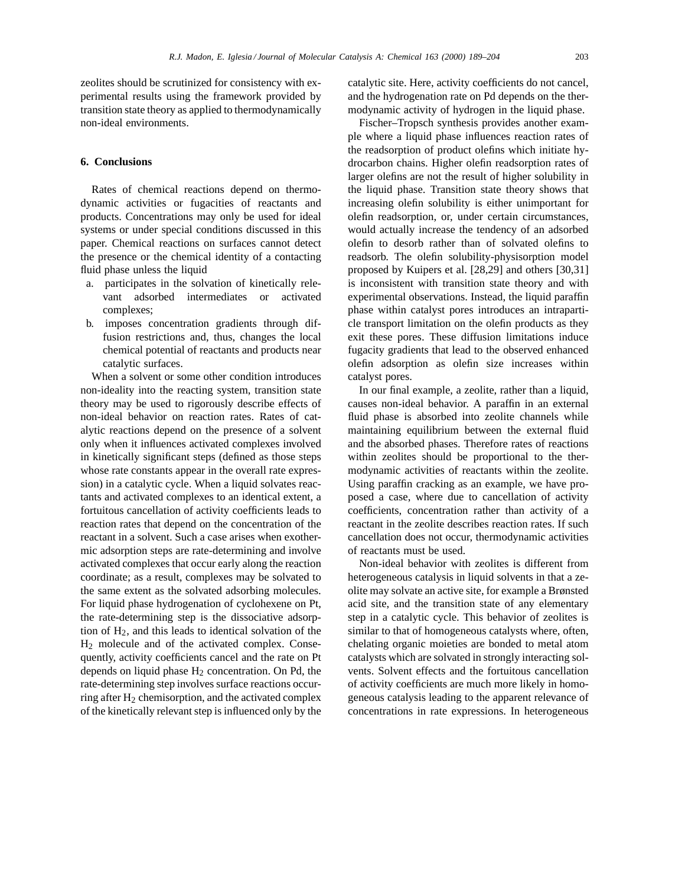zeolites should be scrutinized for consistency with experimental results using the framework provided by transition state theory as applied to thermodynamically non-ideal environments.

## 6. Conclusions

Rates of chemical reactions depend on thermodynamic activities or fugacities of reactants and products. Concentrations may only be used for ideal systems or under special conditions discussed in this paper. Chemical reactions on surfaces cannot detect the presence or the chemical identity of a contacting fluid phase unless the liquid

a. participates in the solvation of kinetically relevant adsorbed intermediates or activated complexes;
b. imposes concentration gradients through diffusion restrictions and, thus, changes the local chemical potential of reactants and products near catalytic surfaces.

When a solvent or some other condition introduces non-ideality into the reacting system, transition state theory may be used to rigorously describe effects of non-ideal behavior on reaction rates. Rates of catalytic reactions depend on the presence of a solvent only when it influences activated complexes involved in kinetically significant steps (defined as those steps whose rate constants appear in the overall rate expression) in a catalytic cycle. When a liquid solvates reactants and activated complexes to an identical extent, a fortuitous cancellation of activity coefficients leads to reaction rates that depend on the concentration of the reactant in a solvent. Such a case arises when exothermic adsorption steps are rate-determining and involve activated complexes that occur early along the reaction coordinate; as a result, complexes may be solvated to the same extent as the solvated adsorbing molecules. For liquid phase hydrogenation of cyclohexene on Pt, the rate-determining step is the dissociative adsorption of $H_2$, and this leads to identical solvation of the $H_2$ molecule and of the activated complex. Consequently, activity coefficients cancel and the rate on Pt depends on liquid phase $H_2$ concentration. On Pd, the rate-determining step involves surface reactions occurring after $H_2$ chemisorption, and the activated complex of the kinetically relevant step is influenced only by the catalytic site. Here, activity coefficients do not cancel, and the hydrogenation rate on Pd depends on the thermodynamic activity of hydrogen in the liquid phase.

Fischer–Tropsch synthesis provides another example where a liquid phase influences reaction rates of the readsorption of product olefins which initiate hydrocarbon chains. Higher olefin readsorption rates of larger olefins are not the result of higher solubility in the liquid phase. Transition state theory shows that increasing olefin solubility is either unimportant for olefin readsorption, or, under certain circumstances, would actually increase the tendency of an adsorbed olefin to desorb rather than of solvated olefins to readsorb. The olefin solubility-physisorption model proposed by Kuipers et al. [28,29] and others [30,31] is inconsistent with transition state theory and with experimental observations. Instead, the liquid paraffin phase within catalyst pores introduces an intraparticle transport limitation on the olefin products as they exit these pores. These diffusion limitations induce fugacity gradients that lead to the observed enhanced olefin adsorption as olefin size increases within catalyst pores.

In our final example, a zeolite, rather than a liquid, causes non-ideal behavior. A paraffin in an external fluid phase is absorbed into zeolite channels while maintaining equilibrium between the external fluid and the absorbed phases. Therefore rates of reactions within zeolites should be proportional to the thermodynamic activities of reactants within the zeolite. Using paraffin cracking as an example, we have proposed a case, where due to cancellation of activity coefficients, concentration rather than activity of a reactant in the zeolite describes reaction rates. If such cancellation does not occur, thermodynamic activities of reactants must be used.

Non-ideal behavior with zeolites is different from heterogeneous catalysis in liquid solvents in that a zeolite may solvate an active site, for example a Brønsted acid site, and the transition state of any elementary step in a catalytic cycle. This behavior of zeolites is similar to that of homogeneous catalysts where, often, chelating organic moieties are bonded to metal atom catalysts which are solvated in strongly interacting solvents. Solvent effects and the fortuitous cancellation of activity coefficients are much more likely in homogeneous catalysis leading to the apparent relevance of concentrations in rate expressions. In heterogeneous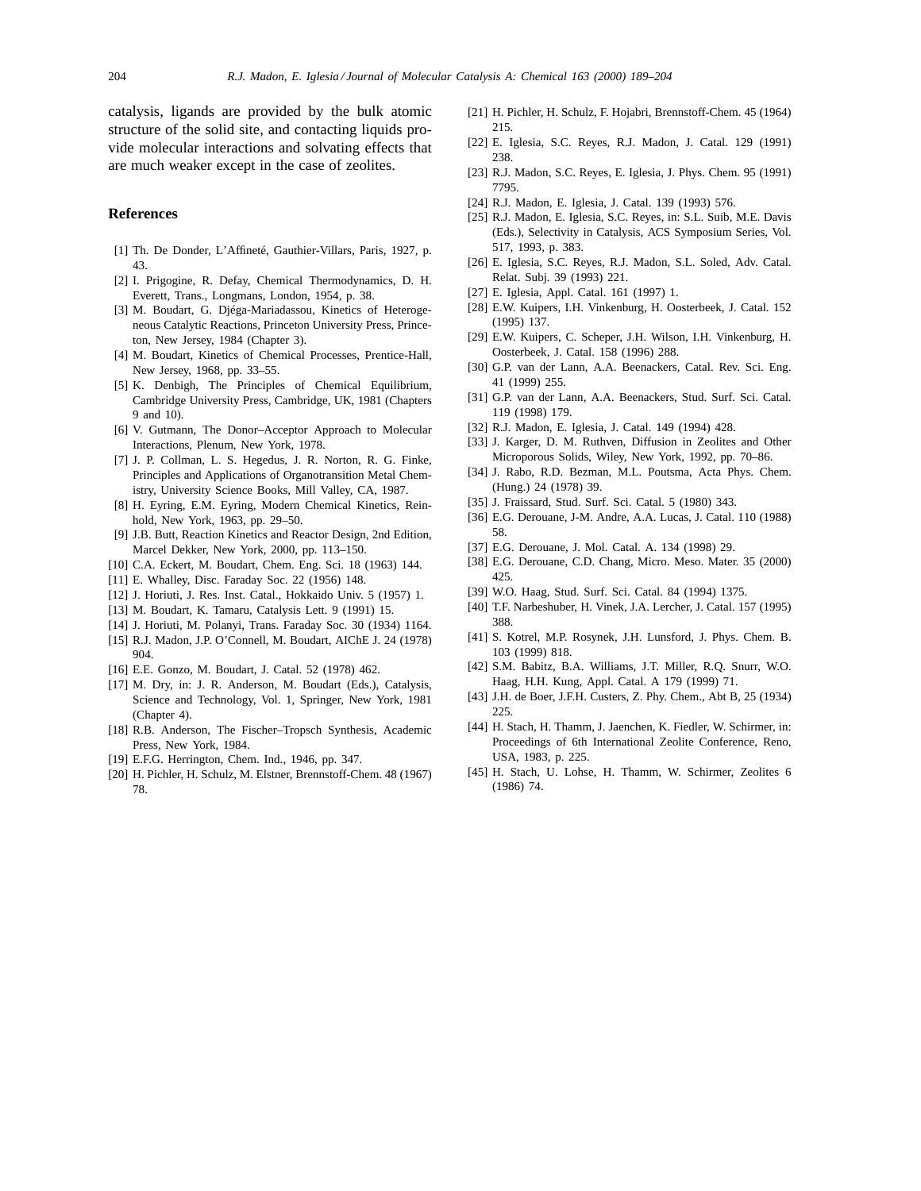catalysis, ligands are provided by the bulk atomic structure of the solid site, and contacting liquids provide molecular interactions and solvating effects that are much weaker except in the case of zeolites.

## References

[1] Th. De Donder, L'Affineté, Gauthier-Villars, Paris, 1927, p. 43.

[2] I. Prigogine, R. Defay, Chemical Thermodynamics, D. H. Everett, Trans., Longmans, London, 1954, p. 38.

[3] M. Boudart, G. Djéga-Mariadassou, Kinetics of Heterogeneous Catalytic Reactions, Princeton University Press, Princeton, New Jersey, 1984 (Chapter 3).

[4] M. Boudart, Kinetics of Chemical Processes, Prentice-Hall, New Jersey, 1968, pp. 33–55.

[5] K. Denbigh, The Principles of Chemical Equilibrium, Cambridge University Press, Cambridge, UK, 1981 (Chapters 9 and 10).

[6] V. Gutmann, The Donor–Acceptor Approach to Molecular Interactions, Plenum, New York, 1978.

[7] J. P. Collman, L. S. Hegedus, J. R. Norton, R. G. Finke, Principles and Applications of Organotransition Metal Chemistry, University Science Books, Mill Valley, CA, 1987.

[8] H. Eyring, E.M. Eyring, Modern Chemical Kinetics, Reinhold, New York, 1963, pp. 29–50.

[9] J.B. Butt, Reaction Kinetics and Reactor Design, 2nd Edition, Marcel Dekker, New York, 2000, pp. 113–150.

[10] C.A. Eckert, M. Boudart, Chem. Eng. Sci. 18 (1963) 144.

[11] E. Whalley, Disc. Faraday Soc. 22 (1956) 148.

[12] J. Horiuti, J. Res. Inst. Catal., Hokkaido Univ. 5 (1957) 1.

[13] M. Boudart, K. Tamaru, Catalysis Lett. 9 (1991) 15.

[14] J. Horiuti, M. Polanyi, Trans. Faraday Soc. 30 (1934) 1164.

[15] R.J. Madon, J.P. O'Connell, M. Boudart, AIChE J. 24 (1978) 904.

[16] E.E. Gonzo, M. Boudart, J. Catal. 52 (1978) 462.

[17] M. Dry, in: J. R. Anderson, M. Boudart (Eds.), Catalysis, Science and Technology, Vol. 1, Springer, New York, 1981 (Chapter 4).

[18] R.B. Anderson, The Fischer–Tropsch Synthesis, Academic Press, New York, 1984.

[19] E.F.G. Herrington, Chem. Ind., 1946, pp. 347.

[20] H. Pichler, H. Schulz, M. Elstner, Brennstoff-Chem. 48 (1967) 78.

[21] H. Pichler, H. Schulz, F. Hojabri, Brennstoff-Chem. 45 (1964) 215.

[22] E. Iglesia, S.C. Reyes, R.J. Madon, J. Catal. 129 (1991) 238.

[23] R.J. Madon, S.C. Reyes, E. Iglesia, J. Phys. Chem. 95 (1991) 7795.

[24] R.J. Madon, E. Iglesia, J. Catal. 139 (1993) 576.

[25] R.J. Madon, E. Iglesia, S.C. Reyes, in: S.L. Suib, M.E. Davis (Eds.), Selectivity in Catalysis, ACS Symposium Series, Vol. 517, 1993, p. 383.

[26] E. Iglesia, S.C. Reyes, R.J. Madon, S.L. Soled, Adv. Catal. Relat. Subj. 39 (1993) 221.

[27] E. Iglesia, Appl. Catal. 161 (1997) 1.

[28] E.W. Kuipers, I.H. Vinkenburg, H. Oosterbeek, J. Catal. 152 (1995) 137.

[29] E.W. Kuipers, C. Scheper, J.H. Wilson, I.H. Vinkenburg, H. Oosterbeek, J. Catal. 158 (1996) 288.

[30] G.P. van der Lann, A.A. Beenackers, Catal. Rev. Sci. Eng. 41 (1999) 255.

[31] G.P. van der Lann, A.A. Beenackers, Stud. Surf. Sci. Catal. 119 (1998) 179.

[32] R.J. Madon, E. Iglesia, J. Catal. 149 (1994) 428.

[33] J. Karger, D. M. Ruthven, Diffusion in Zeolites and Other Microporous Solids, Wiley, New York, 1992, pp. 70–86.

[34] J. Rabo, R.D. Bezman, M.L. Poutsma, Acta Phys. Chem. (Hung.) 24 (1978) 39.

[35] J. Fraissard, Stud. Surf. Sci. Catal. 5 (1980) 343.

[36] E.G. Derouane, J-M. Andre, A.A. Lucas, J. Catal. 110 (1988) 58.

[37] E.G. Derouane, J. Mol. Catal. A. 134 (1998) 29.

[38] E.G. Derouane, C.D. Chang, Micro. Meso. Mater. 35 (2000) 425.

[39] W.O. Haag, Stud. Surf. Sci. Catal. 84 (1994) 1375.

[40] T.F. Narbeshuber, H. Vinek, J.A. Lercher, J. Catal. 157 (1995) 388.

[41] S. Kotrel, M.P. Rosynek, J.H. Lunsford, J. Phys. Chem. B. 103 (1999) 818.

[42] S.M. Babitz, B.A. Williams, J.T. Miller, R.Q. Snurr, W.O. Haag, H.H. Kung, Appl. Catal. A 179 (1999) 71.

[43] J.H. de Boer, J.F.H. Custers, Z. Phy. Chem., Abt B, 25 (1934) 225.

[44] H. Stach, H. Thamm, J. Jaenchen, K. Fiedler, W. Schirmer, in: Proceedings of 6th International Zeolite Conference, Reno, USA, 1983, p. 225.

[45] H. Stach, U. Lohse, H. Thamm, W. Schirmer, Zeolites 6 (1986) 74.